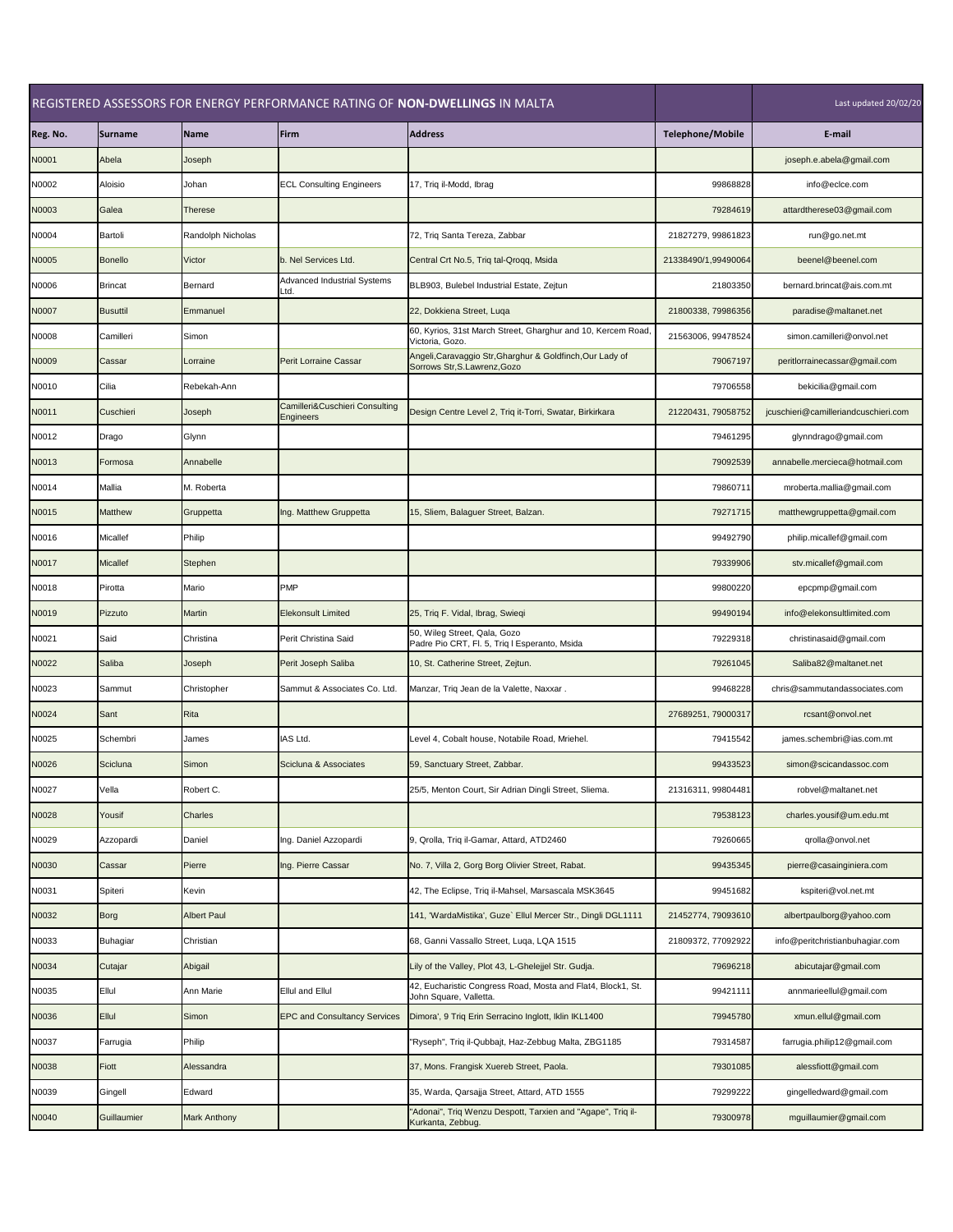| REGISTERED ASSESSORS FOR ENERGY PERFORMANCE RATING OF **NON-DWELLINGS** IN MALTA | | | | | | Last updated 20/02/20 |
|---|---|---|---|---|---|---|
| **Reg. No.** | **Surname** | **Name** | **Firm** | **Address** | **Telephone/Mobile** | **E-mail** |
| N0001 | Abela | Joseph | | | | joseph.e.abela@gmail.com |
| N0002 | Aloisio | Johan | ECL Consulting Engineers | 17, Triq il-Modd, Ibrag | 99868828 | info@eclce.com |
| N0003 | Galea | Therese | | | 79284619 | attardtherese03@gmail.com |
| N0004 | Bartoli | Randolph Nicholas | | 72, Triq Santa Tereza, Zabbar | 21827279, 99861823 | run@go.net.mt |
| N0005 | Bonello | Victor | b. Nel Services Ltd. | Central Crt No.5, Triq tal-Qroqq, Msida | 21338490/1,99490064 | beenel@beenel.com |
| N0006 | Brincat | Bernard | Advanced Industrial Systems Ltd. | BLB903, Bulebel Industrial Estate, Zejtun | 21803350 | bernard.brincat@ais.com.mt |
| N0007 | Busuttil | Emmanuel | | 22, Dokkiena Street, Luqa | 21800338, 79986356 | paradise@maltanet.net |
| N0008 | Camilleri | Simon | | 60, Kyrios, 31st March Street, Gharghur and 10, Kercem Road, Victoria, Gozo. | 21563006, 99478524 | simon.camilleri@onvol.net |
| N0009 | Cassar | Lorraine | Perit Lorraine Cassar | Angeli,Caravaggio Str,Gharghur & Goldfinch,Our Lady of Sorrows Str,S.Lawrenz,Gozo | 79067197 | peritlorrainecassar@gmail.com |
| N0010 | Cilia | Rebekah-Ann | | | 79706558 | bekicilia@gmail.com |
| N0011 | Cuschieri | Joseph | Camilleri&Cuschieri Consulting Engineers | Design Centre Level 2, Triq it-Torri, Swatar, Birkirkara | 21220431, 79058752 | jcuschieri@camilleriandcuschieri.com |
| N0012 | Drago | Glynn | | | 79461295 | glynndrago@gmail.com |
| N0013 | Formosa | Annabelle | | | 79092539 | annabelle.mercieca@hotmail.com |
| N0014 | Mallia | M. Roberta | | | 79860711 | mroberta.mallia@gmail.com |
| N0015 | Matthew | Gruppetta | Ing. Matthew Gruppetta | 15, Sliem, Balaguer Street, Balzan. | 79271715 | matthewgruppetta@gmail.com |
| N0016 | Micallef | Philip | | | 99492790 | philip.micallef@gmail.com |
| N0017 | Micallef | Stephen | | | 79339906 | stv.micallef@gmail.com |
| N0018 | Pirotta | Mario | PMP | | 99800220 | epcpmp@gmail.com |
| N0019 | Pizzuto | Martin | Elekonsult Limited | 25, Triq F. Vidal, Ibrag, Swieqi | 99490194 | info@elekonsultlimited.com |
| N0021 | Said | Christina | Perit Christina Said | 50, Wileg Street, Qala, Gozo<br>Padre Pio CRT, Fl. 5, Triq l Esperanto, Msida | 79229318 | christinasaid@gmail.com |
| N0022 | Saliba | Joseph | Perit Joseph Saliba | 10, St. Catherine Street, Zejtun. | 79261045 | Saliba82@maltanet.net |
| N0023 | Sammut | Christopher | Sammut & Associates Co. Ltd. | Manzar, Triq Jean de la Valette, Naxxar . | 99468228 | chris@sammutandassociates.com |
| N0024 | Sant | Rita | | | 27689251, 79000317 | rcsant@onvol.net |
| N0025 | Schembri | James | IAS Ltd. | Level 4, Cobalt house, Notabile Road, Mriehel. | 79415542 | james.schembri@ias.com.mt |
| N0026 | Scicluna | Simon | Scicluna & Associates | 59, Sanctuary Street, Zabbar. | 99433523 | simon@scicandassoc.com |
| N0027 | Vella | Robert C. | | 25/5, Menton Court, Sir Adrian Dingli Street, Sliema. | 21316311, 99804481 | robvel@maltanet.net |
| N0028 | Yousif | Charles | | | 79538123 | charles.yousif@um.edu.mt |
| N0029 | Azzopardi | Daniel | Ing. Daniel Azzopardi | 9, Qrolla, Triq il-Gamar, Attard, ATD2460 | 79260665 | qrolla@onvol.net |
| N0030 | Cassar | Pierre | Ing. Pierre Cassar | No. 7, Villa 2, Gorg Borg Olivier Street, Rabat. | 99435345 | pierre@casainginiera.com |
| N0031 | Spiteri | Kevin | | 42, The Eclipse, Triq il-Mahsel, Marsascala MSK3645 | 99451682 | kspiteri@vol.net.mt |
| N0032 | Borg | Albert Paul | | 141, 'WardaMistika', Guze` Ellul Mercer Str., Dingli DGL1111 | 21452774, 79093610 | albertpaulborg@yahoo.com |
| N0033 | Buhagiar | Christian | | 68, Ganni Vassallo Street, Luqa, LQA 1515 | 21809372, 77092922 | info@peritchristianbuhagiar.com |
| N0034 | Cutajar | Abigail | | Lily of the Valley, Plot 43, L-Ghelejjel Str. Gudja. | 79696218 | abicutajar@gmail.com |
| N0035 | Ellul | Ann Marie | Ellul and Ellul | 42, Eucharistic Congress Road, Mosta and Flat4, Block1, St. John Square, Valletta. | 99421111 | annmarieellul@gmail.com |
| N0036 | Ellul | Simon | EPC and Consultancy Services | Dimora', 9 Triq Erin Serracino Inglott, Iklin IKL1400 | 79945780 | xmun.ellul@gmail.com |
| N0037 | Farrugia | Philip | | "Ryseph", Triq il-Qubbajt, Haz-Zebbug Malta, ZBG1185 | 79314587 | farrugia.philip12@gmail.com |
| N0038 | Fiott | Alessandra | | 37, Mons. Frangisk Xuereb Street, Paola. | 79301085 | alessfiott@gmail.com |
| N0039 | Gingell | Edward | | 35, Warda, Qarsajja Street, Attard, ATD 1555 | 79299222 | gingelledward@gmail.com |
| N0040 | Guillaumier | Mark Anthony | | "Adonai", Triq Wenzu Despott, Tarxien and "Agape", Triq il-Kurkanta, Zebbug. | 79300978 | mguillaumier@gmail.com |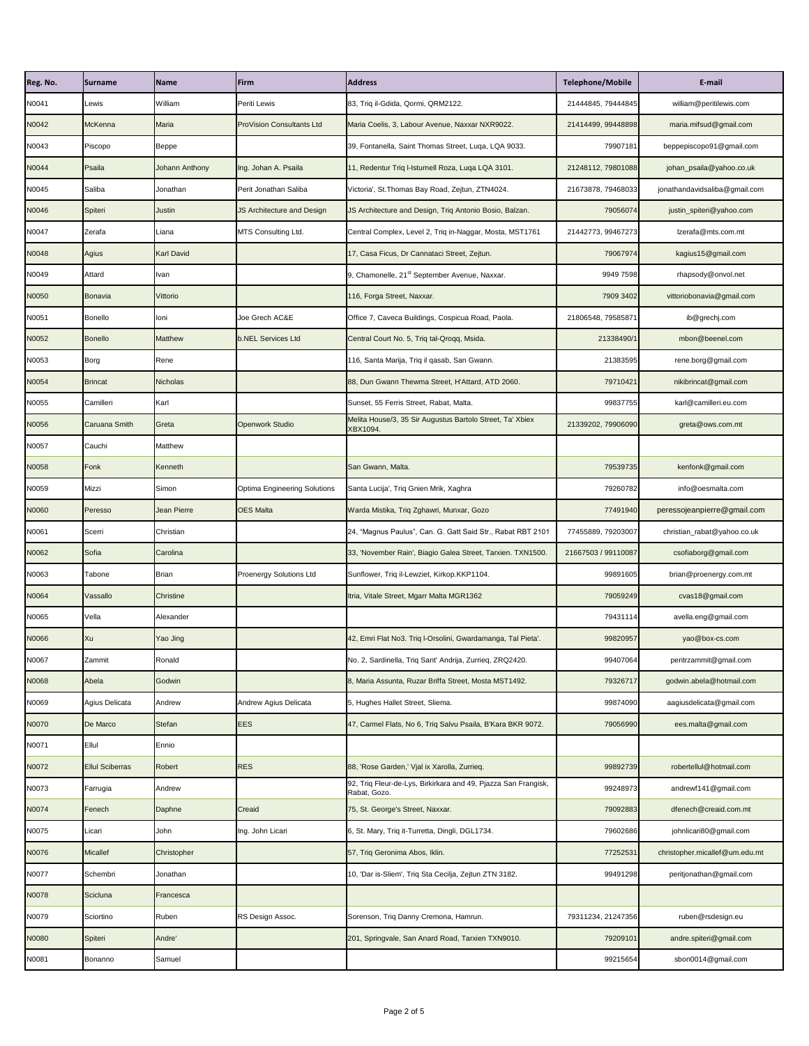| Reg. No. | Surname | Name | Firm | Address | Telephone/Mobile | E-mail |
|---|---|---|---|---|---|---|
| N0041 | Lewis | William | Periti Lewis | 83, Triq il-Gdida, Qormi, QRM2122. | 21444845, 79444845 | william@peritilewis.com |
| N0042 | McKenna | Maria | ProVision Consultants Ltd | Maria Coelis, 3, Labour Avenue, Naxxar NXR9022. | 21414499, 99448898 | maria.mifsud@gmail.com |
| N0043 | Piscopo | Beppe | | 39, Fontanella, Saint Thomas Street, Luqa, LQA 9033. | 79907181 | beppepiscopo91@gmail.com |
| N0044 | Psaila | Johann Anthony | Ing. Johan A. Psaila | 11, Redentur Triq l-Isturnell Roza, Luqa LQA 3101. | 21248112, 79801088 | johan_psaila@yahoo.co.uk |
| N0045 | Saliba | Jonathan | Perit Jonathan Saliba | Victoria', St.Thomas Bay Road, Zejtun, ZTN4024. | 21673878, 79468033 | jonathandavidsaliba@gmail.com |
| N0046 | Spiteri | Justin | JS Architecture and Design | JS Architecture and Design, Triq Antonio Bosio, Balzan. | 79056074 | justin_spiteri@yahoo.com |
| N0047 | Zerafa | Liana | MTS Consulting Ltd. | Central Complex, Level 2, Triq in-Naggar, Mosta, MST1761 | 21442773, 99467273 | lzerafa@mts.com.mt |
| N0048 | Agius | Karl David | | 17, Casa Ficus, Dr Cannataci Street, Zejtun. | 79067974 | kagius15@gmail.com |
| N0049 | Attard | Ivan | | 9, Chamonelle, 21st September Avenue, Naxxar. | 9949 7598 | rhapsody@onvol.net |
| N0050 | Bonavia | Vittorio | | 116, Forga Street, Naxxar. | 7909 3402 | vittoriobonavia@gmail.com |
| N0051 | Bonello | Ioni | Joe Grech AC&E | Office 7, Caveca Buildings, Cospicua Road, Paola. | 21806548, 79585871 | ib@grechj.com |
| N0052 | Bonello | Matthew | b.NEL Services Ltd | Central Court No. 5, Triq tal-Qroqq, Msida. | 21338490/1 | mbon@beenel.com |
| N0053 | Borg | Rene | | 116, Santa Marija, Triq il qasab, San Gwann. | 21383595 | rene.borg@gmail.com |
| N0054 | Brincat | Nicholas | | 88, Dun Gwann Thewma Street, H'Attard, ATD 2060. | 79710421 | nikibrincat@gmail.com |
| N0055 | Camilleri | Karl | | Sunset, 55 Ferris Street, Rabat, Malta. | 99837755 | karl@camilleri.eu.com |
| N0056 | Caruana Smith | Greta | Openwork Studio | Melita House/3, 35 Sir Augustus Bartolo Street, Ta' Xbiex XBX1094. | 21339202, 79906090 | greta@ows.com.mt |
| N0057 | Cauchi | Matthew | | | | |
| N0058 | Fonk | Kenneth | | San Gwann, Malta. | 79539735 | kenfonk@gmail.com |
| N0059 | Mizzi | Simon | Optima Engineering Solutions | Santa Lucija', Triq Gnien Mrik, Xaghra | 79260782 | info@oesmalta.com |
| N0060 | Peresso | Jean Pierre | OES Malta | Warda Mistika, Triq Zghawri, Munxar, Gozo | 77491940 | peressojeanpierre@gmail.com |
| N0061 | Scerri | Christian | | 24, "Magnus Paulus", Can. G. Gatt Said Str., Rabat RBT 2101 | 77455889, 79203007 | christian_rabat@yahoo.co.uk |
| N0062 | Sofia | Carolina | | 33, 'November Rain', Biagio Galea Street, Tarxien. TXN1500. | 21667503 / 99110087 | csofiaborg@gmail.com |
| N0063 | Tabone | Brian | Proenergy Solutions Ltd | Sunflower, Triq il-Lewziet, Kirkop.KKP1104. | 99891605 | brian@proenergy.com.mt |
| N0064 | Vassallo | Christine | | Itria, Vitale Street, Mgarr Malta MGR1362 | 79059249 | cvas18@gmail.com |
| N0065 | Vella | Alexander | | | 79431114 | avella.eng@gmail.com |
| N0066 | Xu | Yao Jing | | 42, Emri Flat No3. Triq l-Orsolini, Gwardamanga, Tal Pieta'. | 99820957 | yao@box-cs.com |
| N0067 | Zammit | Ronald | | No. 2, Sardinella, Triq Sant' Andrija, Zurrieq, ZRQ2420. | 99407064 | peritrzammit@gmail.com |
| N0068 | Abela | Godwin | | 8, Maria Assunta, Ruzar Briffa Street, Mosta MST1492. | 79326717 | godwin.abela@hotmail.com |
| N0069 | Agius Delicata | Andrew | Andrew Agius Delicata | 5, Hughes Hallet Street, Sliema. | 99874090 | aagiusdelicata@gmail.com |
| N0070 | De Marco | Stefan | EES | 47, Carmel Flats, No 6, Triq Salvu Psaila, B'Kara BKR 9072. | 79056990 | ees.malta@gmail.com |
| N0071 | Ellul | Ennio | | | | |
| N0072 | Ellul Sciberras | Robert | RES | 88, 'Rose Garden,' Vjal ix Xarolla, Zurrieq. | 99892739 | robertellul@hotmail.com |
| N0073 | Farrugia | Andrew | | 92, Triq Fleur-de-Lys, Birkirkara and 49, Pjazza San Frangisk, Rabat, Gozo. | 99248973 | andrewf141@gmail.com |
| N0074 | Fenech | Daphne | Creaid | 75, St. George's Street, Naxxar. | 79092883 | dfenech@creaid.com.mt |
| N0075 | Licari | John | Ing. John Licari | 6, St. Mary, Triq it-Turretta, Dingli, DGL1734. | 79602686 | johnlicari80@gmail.com |
| N0076 | Micallef | Christopher | | 57, Triq Geronima Abos, Iklin. | 77252531 | christopher.micallef@um.edu.mt |
| N0077 | Schembri | Jonathan | | 10, 'Dar is-Sliem', Triq Sta Cecilja, Zejtun ZTN 3182. | 99491298 | peritjonathan@gmail.com |
| N0078 | Scicluna | Francesca | | | | |
| N0079 | Sciortino | Ruben | RS Design Assoc. | Sorenson, Triq Danny Cremona, Hamrun. | 79311234, 21247356 | ruben@rsdesign.eu |
| N0080 | Spiteri | Andre' | | 201, Springvale, San Anard Road, Tarxien TXN9010. | 79209101 | andre.spiteri@gmail.com |
| N0081 | Bonanno | Samuel | | | 99215654 | sbon0014@gmail.com |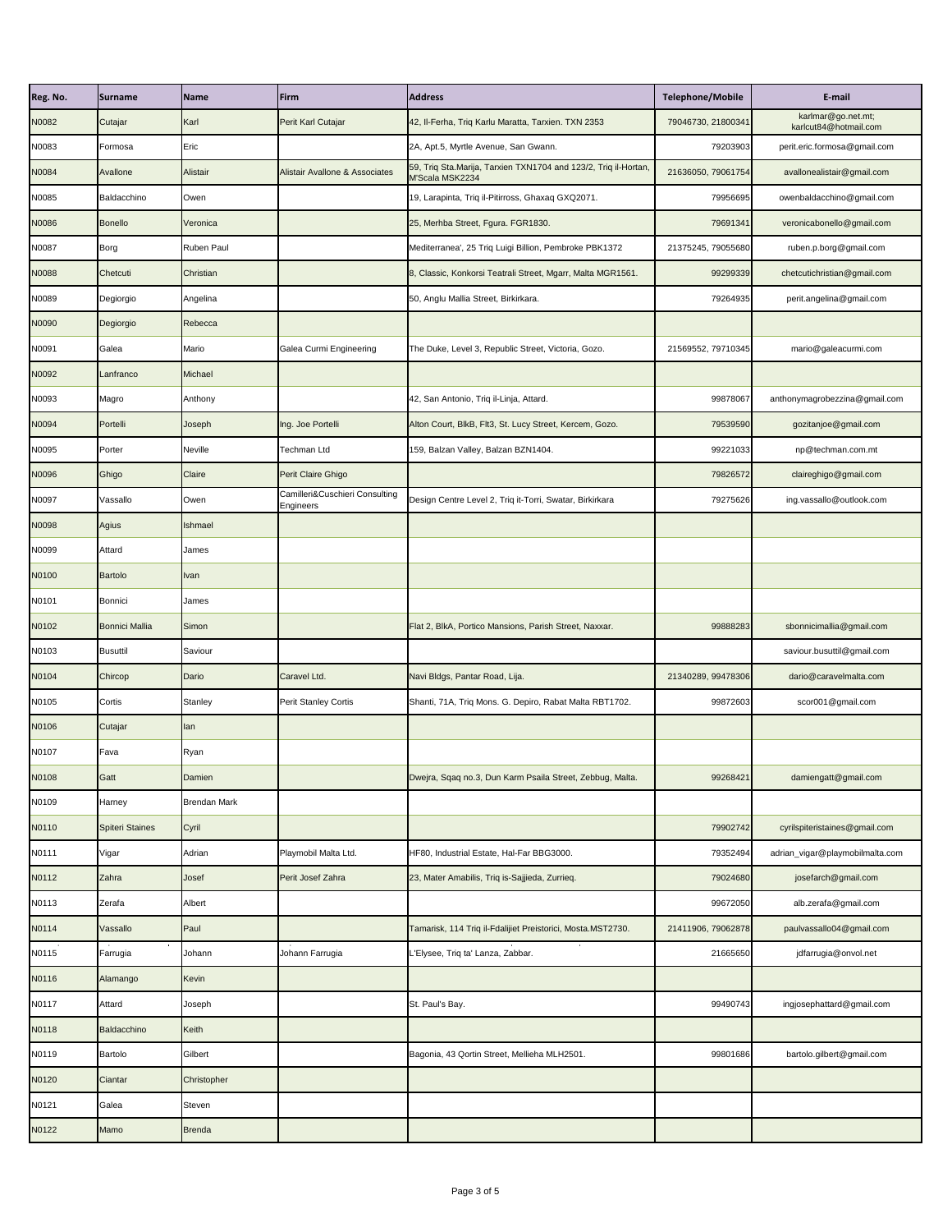| Reg. No. | Surname | Name | Firm | Address | Telephone/Mobile | E-mail |
|---|---|---|---|---|---|---|
| N0082 | Cutajar | Karl | Perit Karl Cutajar | 42, Il-Ferha, Triq Karlu Maratta, Tarxien. TXN 2353 | 79046730, 21800341 | karlmar@go.net.mt; karlcut84@hotmail.com |
| N0083 | Formosa | Eric | | 2A, Apt.5, Myrtle Avenue, San Gwann. | 79203903 | perit.eric.formosa@gmail.com |
| N0084 | Avallone | Alistair | Alistair Avallone & Associates | 59, Triq Sta.Marija, Tarxien TXN1704 and 123/2, Triq il-Hortan, M'Scala MSK2234 | 21636050, 79061754 | avallonealistair@gmail.com |
| N0085 | Baldacchino | Owen | | 19, Larapinta, Triq il-Pitirross, Ghaxaq GXQ2071. | 79956695 | owenbaldacchino@gmail.com |
| N0086 | Bonello | Veronica | | 25, Merhba Street, Fgura. FGR1830. | 79691341 | veronicabonello@gmail.com |
| N0087 | Borg | Ruben Paul | | Mediterranea', 25 Triq Luigi Billion, Pembroke PBK1372 | 21375245, 79055680 | ruben.p.borg@gmail.com |
| N0088 | Chetcuti | Christian | | 8, Classic, Konkorsi Teatrali Street, Mgarr, Malta MGR1561. | 99299339 | chetcutichristian@gmail.com |
| N0089 | Degiorgio | Angelina | | 50, Anglu Mallia Street, Birkirkara. | 79264935 | perit.angelina@gmail.com |
| N0090 | Degiorgio | Rebecca | | | | |
| N0091 | Galea | Mario | Galea Curmi Engineering | The Duke, Level 3, Republic Street, Victoria, Gozo. | 21569552, 79710345 | mario@galeacurmi.com |
| N0092 | Lanfranco | Michael | | | | |
| N0093 | Magro | Anthony | | 42, San Antonio, Triq il-Linja, Attard. | 99878067 | anthonymagrobezzina@gmail.com |
| N0094 | Portelli | Joseph | Ing. Joe Portelli | Alton Court, BlkB, Flt3, St. Lucy Street, Kercem, Gozo. | 79539590 | gozitanjoe@gmail.com |
| N0095 | Porter | Neville | Techman Ltd | 159, Balzan Valley, Balzan BZN1404. | 99221033 | np@techman.com.mt |
| N0096 | Ghigo | Claire | Perit Claire Ghigo | | 79826572 | claireghigo@gmail.com |
| N0097 | Vassallo | Owen | Camilleri&Cuschieri Consulting Engineers | Design Centre Level 2, Triq it-Torri, Swatar, Birkirkara | 79275626 | ing.vassallo@outlook.com |
| N0098 | Agius | Ishmael | | | | |
| N0099 | Attard | James | | | | |
| N0100 | Bartolo | Ivan | | | | |
| N0101 | Bonnici | James | | | | |
| N0102 | Bonnici Mallia | Simon | | Flat 2, BlkA, Portico Mansions, Parish Street, Naxxar. | 99888283 | sbonnicimallia@gmail.com |
| N0103 | Busuttil | Saviour | | | | saviour.busuttil@gmail.com |
| N0104 | Chircop | Dario | Caravel Ltd. | Navi Bldgs, Pantar Road, Lija. | 21340289, 99478306 | dario@caravelmalta.com |
| N0105 | Cortis | Stanley | Perit Stanley Cortis | Shanti, 71A, Triq Mons. G. Depiro, Rabat Malta RBT1702. | 99872603 | scor001@gmail.com |
| N0106 | Cutajar | Ian | | | | |
| N0107 | Fava | Ryan | | | | |
| N0108 | Gatt | Damien | | Dwejra, Sqaq no.3, Dun Karm Psaila Street, Zebbug, Malta. | 99268421 | damiengatt@gmail.com |
| N0109 | Harney | Brendan Mark | | | | |
| N0110 | Spiteri Staines | Cyril | | | 79902742 | cyrilspiteristaines@gmail.com |
| N0111 | Vigar | Adrian | Playmobil Malta Ltd. | HF80, Industrial Estate, Hal-Far BBG3000. | 79352494 | adrian_vigar@playmobilmalta.com |
| N0112 | Zahra | Josef | Perit Josef Zahra | 23, Mater Amabilis, Triq is-Sajjieda, Zurrieq. | 79024680 | josefarch@gmail.com |
| N0113 | Zerafa | Albert | | | 99672050 | alb.zerafa@gmail.com |
| N0114 | Vassallo | Paul | | Tamarisk, 114 Triq il-Fdalijiet Preistorici, Mosta.MST2730. | 21411906, 79062878 | paulvassallo04@gmail.com |
| N0115 | Farrugia | Johann | Johann Farrugia | L'Elysee, Triq ta' Lanza, Zabbar. | 21665650 | jdfarrugia@onvol.net |
| N0116 | Alamango | Kevin | | | | |
| N0117 | Attard | Joseph | | St. Paul's Bay. | 99490743 | ingjosephattard@gmail.com |
| N0118 | Baldacchino | Keith | | | | |
| N0119 | Bartolo | Gilbert | | Bagonia, 43 Qortin Street, Mellieha MLH2501. | 99801686 | bartolo.gilbert@gmail.com |
| N0120 | Ciantar | Christopher | | | | |
| N0121 | Galea | Steven | | | | |
| N0122 | Mamo | Brenda | | | | |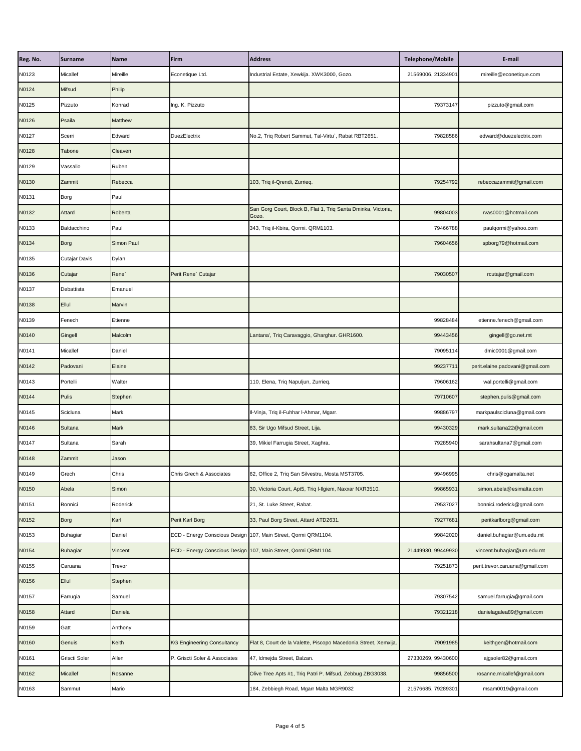| Reg. No. | Surname | Name | Firm | Address | Telephone/Mobile | E-mail |
|---|---|---|---|---|---|---|
| N0123 | Micallef | Mireille | Econetique Ltd. | Industrial Estate, Xewkija. XWK3000, Gozo. | 21569006, 21334901 | mireille@econetique.com |
| N0124 | Mifsud | Philip | | | | |
| N0125 | Pizzuto | Konrad | Ing. K. Pizzuto | | 79373147 | pizzuto@gmail.com |
| N0126 | Psaila | Matthew | | | | |
| N0127 | Scerri | Edward | DuezElectrix | No.2, Triq Robert Sammut, Tal-Virtu`, Rabat RBT2651. | 79828586 | edward@duezelectrix.com |
| N0128 | Tabone | Cleaven | | | | |
| N0129 | Vassallo | Ruben | | | | |
| N0130 | Zammit | Rebecca | | 103, Triq il-Qrendi, Zurrieq. | 79254792 | rebeccazammit@gmail.com |
| N0131 | Borg | Paul | | | | |
| N0132 | Attard | Roberta | | San Gorg Court, Block B, Flat 1, Triq Santa Dminka, Victoria, Gozo. | 99804003 | rvas0001@hotmail.com |
| N0133 | Baldacchino | Paul | | 343, Triq il-Kbira, Qormi. QRM1103. | 79466788 | paulqormi@yahoo.com |
| N0134 | Borg | Simon Paul | | | 79604656 | spborg79@hotmail.com |
| N0135 | Cutajar Davis | Dylan | | | | |
| N0136 | Cutajar | Rene` | Perit Rene` Cutajar | | 79030507 | rcutajar@gmail.com |
| N0137 | Debattista | Emanuel | | | | |
| N0138 | Ellul | Marvin | | | | |
| N0139 | Fenech | Etienne | | | 99828484 | etienne.fenech@gmail.com |
| N0140 | Gingell | Malcolm | | Lantana', Triq Caravaggio, Gharghur. GHR1600. | 99443456 | gingell@go.net.mt |
| N0141 | Micallef | Daniel | | | 79095114 | dmic0001@gmail.com |
| N0142 | Padovani | Elaine | | | 99237711 | perit.elaine.padovani@gmail.com |
| N0143 | Portelli | Walter | | 110, Elena, Triq Napuljun, Zurrieq. | 79606162 | wal.portelli@gmail.com |
| N0144 | Pulis | Stephen | | | 79710607 | stephen.pulis@gmail.com |
| N0145 | Scicluna | Mark | | Il-Vinja, Triq il-Fuhhar l-Ahmar, Mgarr. | 99886797 | markpaulscicluna@gmail.com |
| N0146 | Sultana | Mark | | 83, Sir Ugo Mifsud Street, Lija. | 99430329 | mark.sultana22@gmail.com |
| N0147 | Sultana | Sarah | | 39, Mikiel Farrugia Street, Xaghra. | 79285940 | sarahsultana7@gmail.com |
| N0148 | Zammit | Jason | | | | |
| N0149 | Grech | Chris | Chris Grech & Associates | 62, Office 2, Triq San Silvestru, Mosta MST3705. | 99496995 | chris@cgamalta.net |
| N0150 | Abela | Simon | | 30, Victoria Court, Apt5, Triq l-Ilgiem, Naxxar NXR3510. | 99865931 | simon.abela@esimalta.com |
| N0151 | Bonnici | Roderick | | 21, St. Luke Street, Rabat. | 79537027 | bonnici.roderick@gmail.com |
| N0152 | Borg | Karl | Perit Karl Borg | 33, Paul Borg Street, Attard ATD2631. | 79277681 | peritkarlborg@gmail.com |
| N0153 | Buhagiar | Daniel | ECD - Energy Conscious Design | 107, Main Street, Qormi QRM1104. | 99842020 | daniel.buhagiar@um.edu.mt |
| N0154 | Buhagiar | Vincent | ECD - Energy Conscious Design | 107, Main Street, Qormi QRM1104. | 21449930, 99449930 | vincent.buhagiar@um.edu.mt |
| N0155 | Caruana | Trevor | | | 79251873 | perit.trevor.caruana@gmail.com |
| N0156 | Ellul | Stephen | | | | |
| N0157 | Farrugia | Samuel | | | 79307542 | samuel.farrugia@gmail.com |
| N0158 | Attard | Daniela | | | 79321218 | danielagalea89@gmail.com |
| N0159 | Gatt | Anthony | | | | |
| N0160 | Genuis | Keith | KG Engineering Consultancy | Flat 8, Court de la Valette, Piscopo Macedonia Street, Xemxija. | 79091985 | keithgen@hotmail.com |
| N0161 | Griscti Soler | Allen | P. Griscti Soler & Associates | 47, Idmejda Street, Balzan. | 27330269, 99430600 | ajgsoler82@gmail.com |
| N0162 | Micallef | Rosanne | | Olive Tree Apts #1, Triq Patri P. Mifsud, Zebbug ZBG3038. | 99856500 | rosanne.micallef@gmail.com |
| N0163 | Sammut | Mario | | 184, Zebbiegh Road, Mgarr Malta MGR9032 | 21576685, 79289301 | msam0019@gmail.com |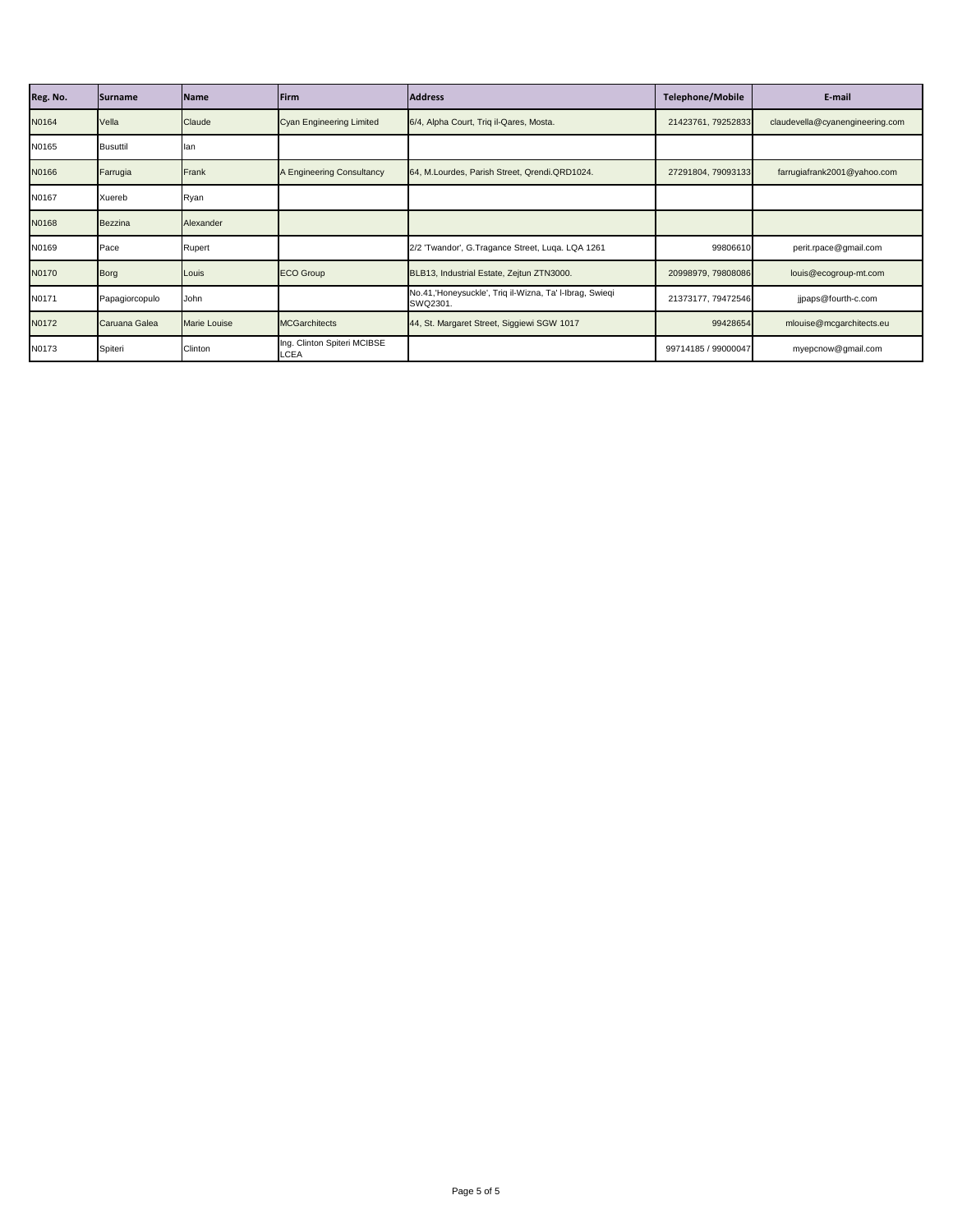| Reg. No. | Surname | Name | Firm | Address | Telephone/Mobile | E-mail |
|---|---|---|---|---|---|---|
| N0164 | Vella | Claude | Cyan Engineering Limited | 6/4, Alpha Court, Triq il-Qares, Mosta. | 21423761, 79252833 | claudevella@cyanengineering.com |
| N0165 | Busuttil | Ian | | | | |
| N0166 | Farrugia | Frank | A Engineering Consultancy | 64, M.Lourdes, Parish Street, Qrendi.QRD1024. | 27291804, 79093133 | farrugiafrank2001@yahoo.com |
| N0167 | Xuereb | Ryan | | | | |
| N0168 | Bezzina | Alexander | | | | |
| N0169 | Pace | Rupert | | 2/2 'Twandor', G.Tragance Street, Luqa. LQA 1261 | 99806610 | perit.rpace@gmail.com |
| N0170 | Borg | Louis | ECO Group | BLB13, Industrial Estate, Zejtun ZTN3000. | 20998979, 79808086 | louis@ecogroup-mt.com |
| N0171 | Papagiorcopulo | John | | No.41,'Honeysuckle', Triq il-Wizna, Ta' l-Ibrag, Swieqi SWQ2301. | 21373177, 79472546 | jjpaps@fourth-c.com |
| N0172 | Caruana Galea | Marie Louise | MCGarchitects | 44, St. Margaret Street, Siggiewi SGW 1017 | 99428654 | mlouise@mcgarchitects.eu |
| N0173 | Spiteri | Clinton | Ing. Clinton Spiteri MCIBSE LCEA | | 99714185 / 99000047 | myepcnow@gmail.com |